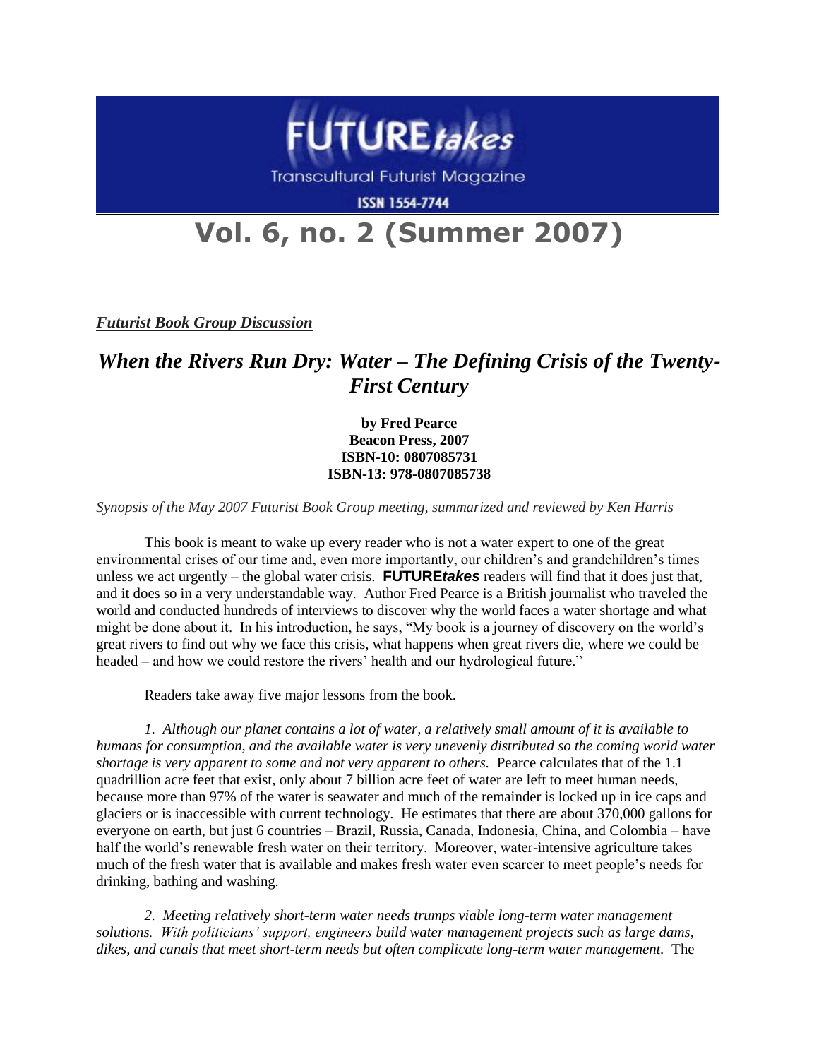# FUTURE*takes*

Transcultural Futurist Magazine

ISSN 1554-7744

# Vol. 6, no. 2 (Summer 2007)

***Futurist Book Group Discussion***

## *When the Rivers Run Dry: Water – The Defining Crisis of the Twenty-First Century*

**by Fred Pearce**
**Beacon Press, 2007**
**ISBN-10: 0807085731**
**ISBN-13: 978-0807085738**

*Synopsis of the May 2007 Futurist Book Group meeting, summarized and reviewed by Ken Harris*

This book is meant to wake up every reader who is not a water expert to one of the great environmental crises of our time and, even more importantly, our children's and grandchildren's times unless we act urgently – the global water crisis. **FUTURE*takes*** readers will find that it does just that, and it does so in a very understandable way. Author Fred Pearce is a British journalist who traveled the world and conducted hundreds of interviews to discover why the world faces a water shortage and what might be done about it. In his introduction, he says, "My book is a journey of discovery on the world's great rivers to find out why we face this crisis, what happens when great rivers die, where we could be headed – and how we could restore the rivers' health and our hydrological future."

Readers take away five major lessons from the book.

*1. Although our planet contains a lot of water, a relatively small amount of it is available to humans for consumption, and the available water is very unevenly distributed so the coming world water shortage is very apparent to some and not very apparent to others.* Pearce calculates that of the 1.1 quadrillion acre feet that exist, only about 7 billion acre feet of water are left to meet human needs, because more than 97% of the water is seawater and much of the remainder is locked up in ice caps and glaciers or is inaccessible with current technology. He estimates that there are about 370,000 gallons for everyone on earth, but just 6 countries – Brazil, Russia, Canada, Indonesia, China, and Colombia – have half the world's renewable fresh water on their territory. Moreover, water-intensive agriculture takes much of the fresh water that is available and makes fresh water even scarcer to meet people's needs for drinking, bathing and washing.

*2. Meeting relatively short-term water needs trumps viable long-term water management solutions. With politicians' support, engineers build water management projects such as large dams, dikes, and canals that meet short-term needs but often complicate long-term water management.* The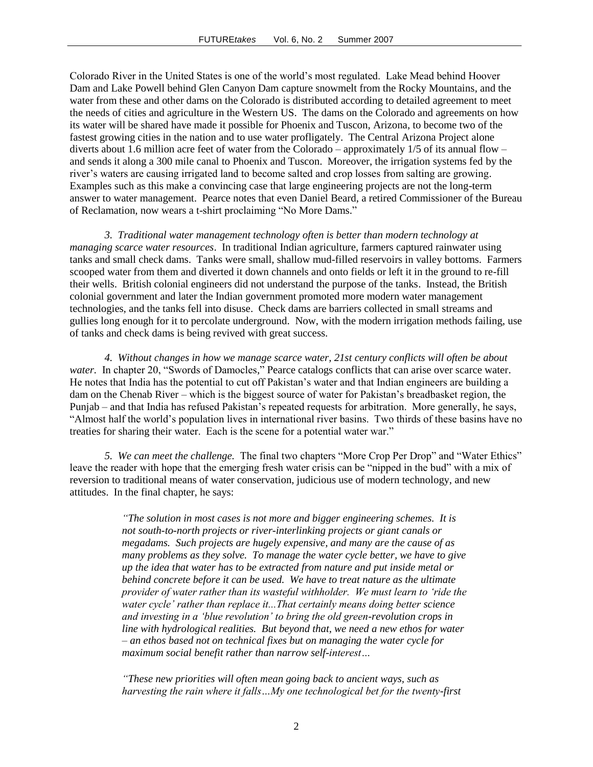Colorado River in the United States is one of the world's most regulated. Lake Mead behind Hoover Dam and Lake Powell behind Glen Canyon Dam capture snowmelt from the Rocky Mountains, and the water from these and other dams on the Colorado is distributed according to detailed agreement to meet the needs of cities and agriculture in the Western US. The dams on the Colorado and agreements on how its water will be shared have made it possible for Phoenix and Tuscon, Arizona, to become two of the fastest growing cities in the nation and to use water profligately. The Central Arizona Project alone diverts about 1.6 million acre feet of water from the Colorado – approximately 1/5 of its annual flow – and sends it along a 300 mile canal to Phoenix and Tuscon. Moreover, the irrigation systems fed by the river's waters are causing irrigated land to become salted and crop losses from salting are growing. Examples such as this make a convincing case that large engineering projects are not the long-term answer to water management. Pearce notes that even Daniel Beard, a retired Commissioner of the Bureau of Reclamation, now wears a t-shirt proclaiming "No More Dams."

*3. Traditional water management technology often is better than modern technology at managing scarce water resources*. In traditional Indian agriculture, farmers captured rainwater using tanks and small check dams. Tanks were small, shallow mud-filled reservoirs in valley bottoms. Farmers scooped water from them and diverted it down channels and onto fields or left it in the ground to re-fill their wells. British colonial engineers did not understand the purpose of the tanks. Instead, the British colonial government and later the Indian government promoted more modern water management technologies, and the tanks fell into disuse. Check dams are barriers collected in small streams and gullies long enough for it to percolate underground. Now, with the modern irrigation methods failing, use of tanks and check dams is being revived with great success.

*4. Without changes in how we manage scarce water, 21st century conflicts will often be about water.* In chapter 20, "Swords of Damocles," Pearce catalogs conflicts that can arise over scarce water. He notes that India has the potential to cut off Pakistan's water and that Indian engineers are building a dam on the Chenab River – which is the biggest source of water for Pakistan's breadbasket region, the Punjab – and that India has refused Pakistan's repeated requests for arbitration. More generally, he says, "Almost half the world's population lives in international river basins. Two thirds of these basins have no treaties for sharing their water. Each is the scene for a potential water war."

*5. We can meet the challenge.* The final two chapters "More Crop Per Drop" and "Water Ethics" leave the reader with hope that the emerging fresh water crisis can be "nipped in the bud" with a mix of reversion to traditional means of water conservation, judicious use of modern technology, and new attitudes. In the final chapter, he says:

> *"The solution in most cases is not more and bigger engineering schemes. It is not south-to-north projects or river-interlinking projects or giant canals or megadams. Such projects are hugely expensive, and many are the cause of as many problems as they solve. To manage the water cycle better, we have to give up the idea that water has to be extracted from nature and put inside metal or behind concrete before it can be used. We have to treat nature as the ultimate provider of water rather than its wasteful withholder. We must learn to 'ride the water cycle' rather than replace it...That certainly means doing better science and investing in a 'blue revolution' to bring the old green-revolution crops in line with hydrological realities. But beyond that, we need a new ethos for water – an ethos based not on technical fixes but on managing the water cycle for maximum social benefit rather than narrow self-interest…*
>
> *"These new priorities will often mean going back to ancient ways, such as harvesting the rain where it falls…My one technological bet for the twenty-first*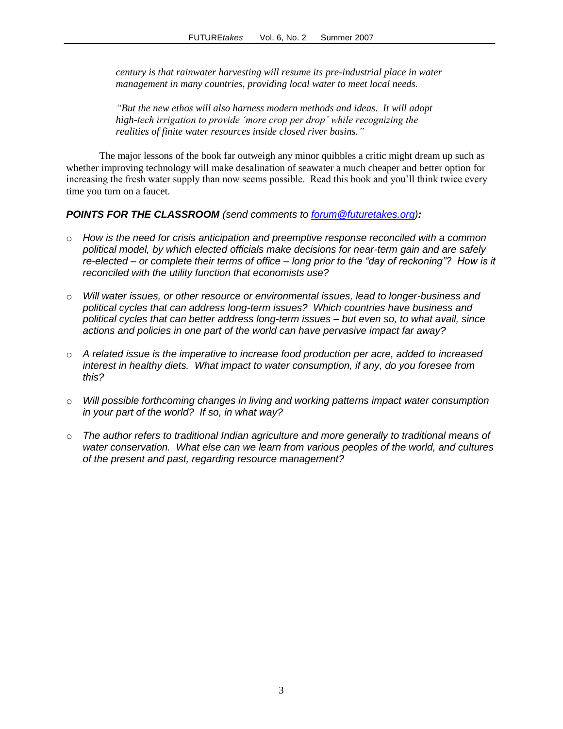> *century is that rainwater harvesting will resume its pre-industrial place in water management in many countries, providing local water to meet local needs.*
>
> *"But the new ethos will also harness modern methods and ideas. It will adopt high-tech irrigation to provide 'more crop per drop' while recognizing the realities of finite water resources inside closed river basins."*

The major lessons of the book far outweigh any minor quibbles a critic might dream up such as whether improving technology will make desalination of seawater a much cheaper and better option for increasing the fresh water supply than now seems possible. Read this book and you'll think twice every time you turn on a faucet.

***POINTS FOR THE CLASSROOM*** *(send comments to forum@futuretakes.org)**:***

- *How is the need for crisis anticipation and preemptive response reconciled with a common political model, by which elected officials make decisions for near-term gain and are safely re-elected – or complete their terms of office – long prior to the "day of reckoning"? How is it reconciled with the utility function that economists use?*
- *Will water issues, or other resource or environmental issues, lead to longer-business and political cycles that can address long-term issues? Which countries have business and political cycles that can better address long-term issues – but even so, to what avail, since actions and policies in one part of the world can have pervasive impact far away?*
- *A related issue is the imperative to increase food production per acre, added to increased interest in healthy diets. What impact to water consumption, if any, do you foresee from this?*
- *Will possible forthcoming changes in living and working patterns impact water consumption in your part of the world? If so, in what way?*
- *The author refers to traditional Indian agriculture and more generally to traditional means of water conservation. What else can we learn from various peoples of the world, and cultures of the present and past, regarding resource management?*